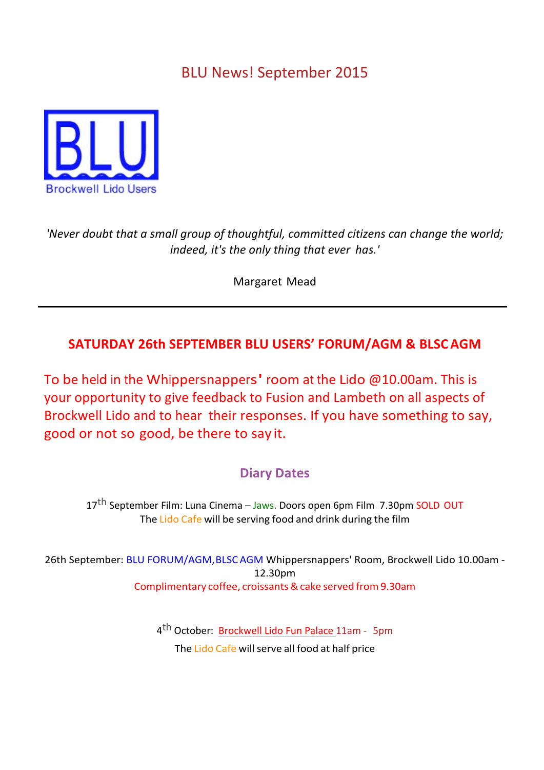# BLU News! September 2015

BLU
Brockwell Lido Users

*'Never doubt that a small group of thoughtful, committed citizens can change the world; indeed, it's the only thing that ever has.'*

Margaret Mead

---

## SATURDAY 26th SEPTEMBER BLU USERS' FORUM/AGM & BLSC AGM

To be held in the Whippersnappers' room at the Lido @10.00am. This is your opportunity to give feedback to Fusion and Lambeth on all aspects of Brockwell Lido and to hear their responses. If you have something to say, good or not so good, be there to say it.

### Diary Dates

17th September Film: Luna Cinema – Jaws. Doors open 6pm Film 7.30pm SOLD OUT
The Lido Cafe will be serving food and drink during the film

26th September: BLU FORUM/AGM, BLSC AGM Whippersnappers' Room, Brockwell Lido 10.00am - 12.30pm
Complimentary coffee, croissants & cake served from 9.30am

4th October: Brockwell Lido Fun Palace 11am - 5pm
The Lido Cafe will serve all food at half price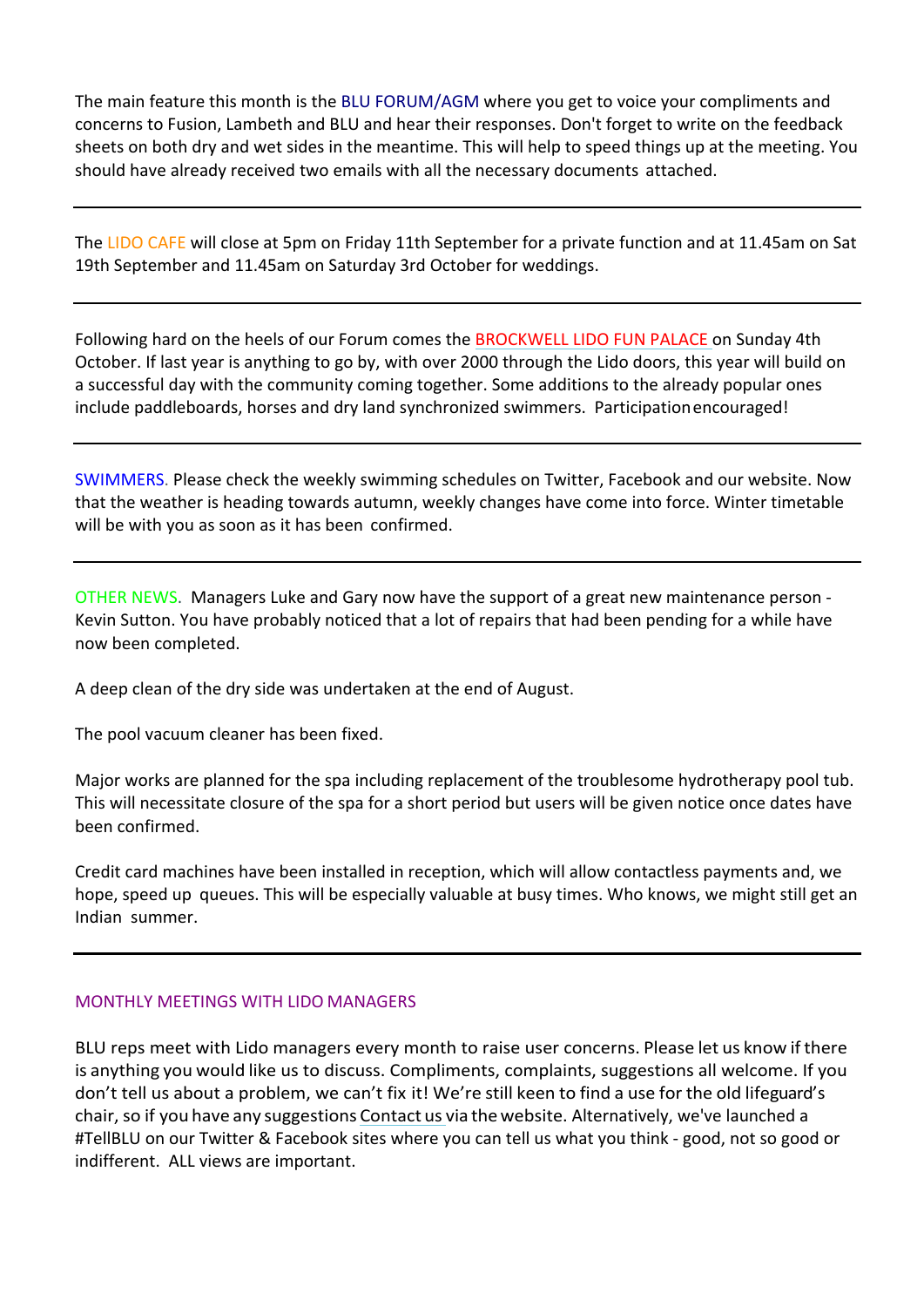The main feature this month is the BLU FORUM/AGM where you get to voice your compliments and concerns to Fusion, Lambeth and BLU and hear their responses. Don't forget to write on the feedback sheets on both dry and wet sides in the meantime. This will help to speed things up at the meeting. You should have already received two emails with all the necessary documents attached.

---

The LIDO CAFE will close at 5pm on Friday 11th September for a private function and at 11.45am on Sat 19th September and 11.45am on Saturday 3rd October for weddings.

---

Following hard on the heels of our Forum comes the BROCKWELL LIDO FUN PALACE on Sunday 4th October. If last year is anything to go by, with over 2000 through the Lido doors, this year will build on a successful day with the community coming together. Some additions to the already popular ones include paddleboards, horses and dry land synchronized swimmers. Participation encouraged!

---

SWIMMERS. Please check the weekly swimming schedules on Twitter, Facebook and our website. Now that the weather is heading towards autumn, weekly changes have come into force. Winter timetable will be with you as soon as it has been confirmed.

---

OTHER NEWS. Managers Luke and Gary now have the support of a great new maintenance person - Kevin Sutton. You have probably noticed that a lot of repairs that had been pending for a while have now been completed.

A deep clean of the dry side was undertaken at the end of August.

The pool vacuum cleaner has been fixed.

Major works are planned for the spa including replacement of the troublesome hydrotherapy pool tub. This will necessitate closure of the spa for a short period but users will be given notice once dates have been confirmed.

Credit card machines have been installed in reception, which will allow contactless payments and, we hope, speed up queues. This will be especially valuable at busy times. Who knows, we might still get an Indian summer.

---

## MONTHLY MEETINGS WITH LIDO MANAGERS

BLU reps meet with Lido managers every month to raise user concerns. Please let us know if there is anything you would like us to discuss. Compliments, complaints, suggestions all welcome. If you don't tell us about a problem, we can't fix it! We're still keen to find a use for the old lifeguard's chair, so if you have any suggestions Contact us via the website. Alternatively, we've launched a #TellBLU on our Twitter & Facebook sites where you can tell us what you think - good, not so good or indifferent. ALL views are important.